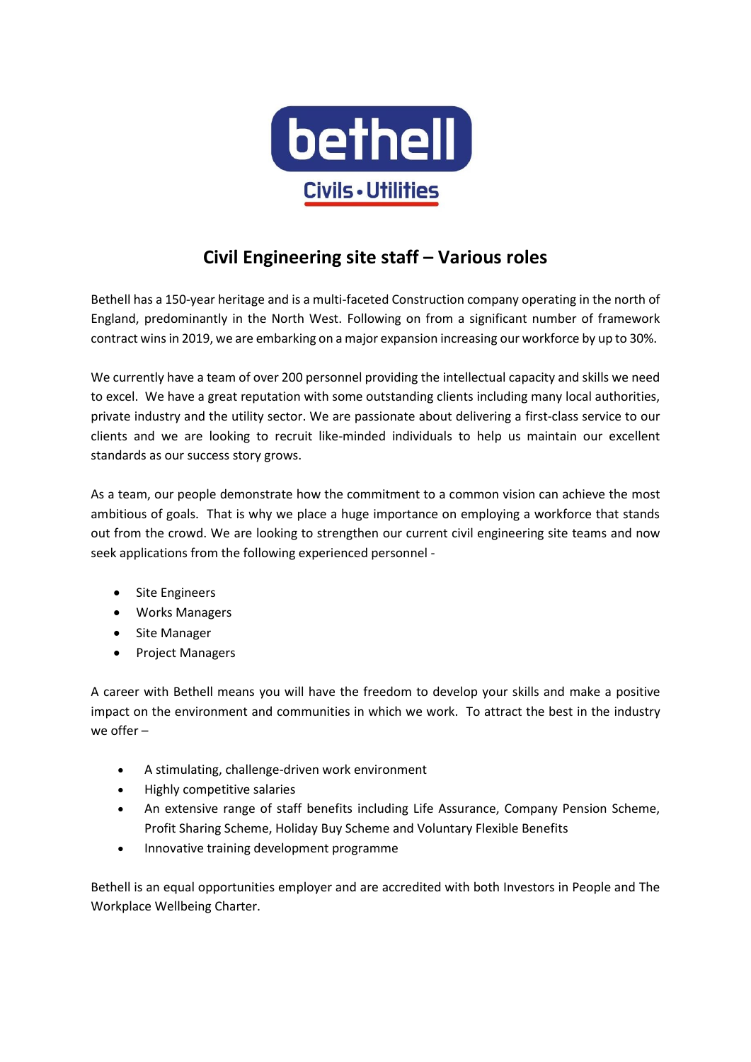bethell

Civils • Utilities

# Civil Engineering site staff – Various roles

Bethell has a 150-year heritage and is a multi-faceted Construction company operating in the north of England, predominantly in the North West. Following on from a significant number of framework contract wins in 2019, we are embarking on a major expansion increasing our workforce by up to 30%.

We currently have a team of over 200 personnel providing the intellectual capacity and skills we need to excel. We have a great reputation with some outstanding clients including many local authorities, private industry and the utility sector. We are passionate about delivering a first-class service to our clients and we are looking to recruit like-minded individuals to help us maintain our excellent standards as our success story grows.

As a team, our people demonstrate how the commitment to a common vision can achieve the most ambitious of goals. That is why we place a huge importance on employing a workforce that stands out from the crowd. We are looking to strengthen our current civil engineering site teams and now seek applications from the following experienced personnel -

- Site Engineers
- Works Managers
- Site Manager
- Project Managers

A career with Bethell means you will have the freedom to develop your skills and make a positive impact on the environment and communities in which we work. To attract the best in the industry we offer –

- A stimulating, challenge-driven work environment
- Highly competitive salaries
- An extensive range of staff benefits including Life Assurance, Company Pension Scheme, Profit Sharing Scheme, Holiday Buy Scheme and Voluntary Flexible Benefits
- Innovative training development programme

Bethell is an equal opportunities employer and are accredited with both Investors in People and The Workplace Wellbeing Charter.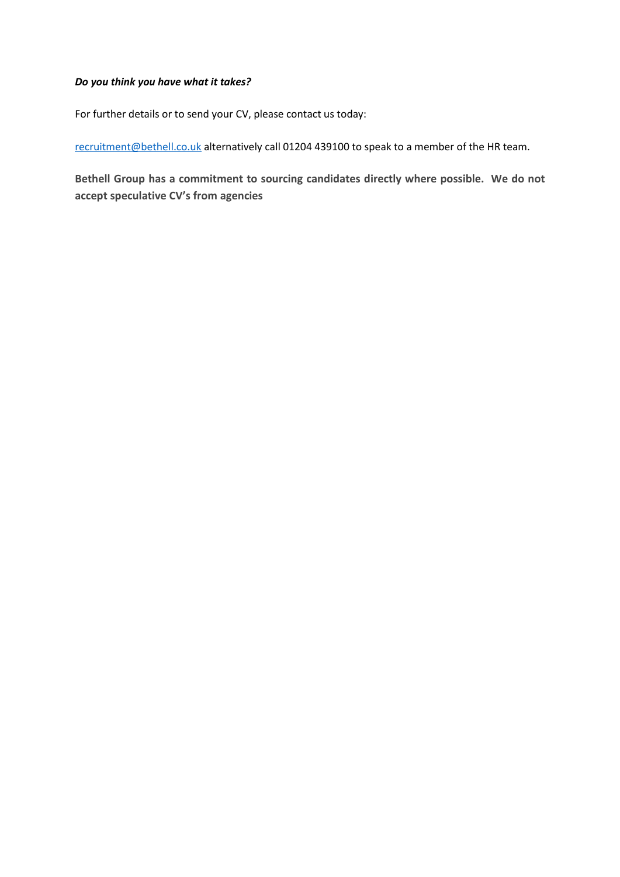***Do you think you have what it takes?***

For further details or to send your CV, please contact us today:

recruitment@bethell.co.uk alternatively call 01204 439100 to speak to a member of the HR team.

**Bethell Group has a commitment to sourcing candidates directly where possible. We do not accept speculative CV's from agencies**